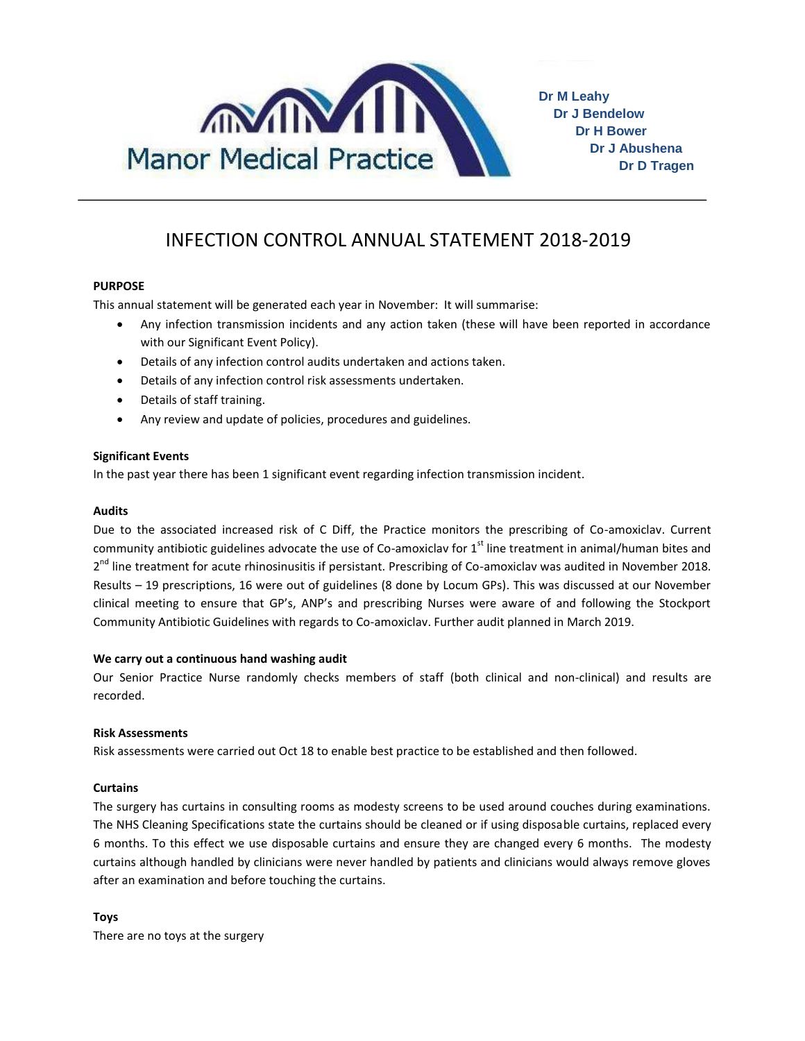Manor Medical Practice

Dr M Leahy
Dr J Bendelow
Dr H Bower
Dr J Abushena
Dr D Tragen

# INFECTION CONTROL ANNUAL STATEMENT 2018-2019

**PURPOSE**

This annual statement will be generated each year in November: It will summarise:

- Any infection transmission incidents and any action taken (these will have been reported in accordance with our Significant Event Policy).
- Details of any infection control audits undertaken and actions taken.
- Details of any infection control risk assessments undertaken.
- Details of staff training.
- Any review and update of policies, procedures and guidelines.

**Significant Events**

In the past year there has been 1 significant event regarding infection transmission incident.

**Audits**

Due to the associated increased risk of C Diff, the Practice monitors the prescribing of Co-amoxiclav. Current community antibiotic guidelines advocate the use of Co-amoxiclav for 1st line treatment in animal/human bites and 2nd line treatment for acute rhinosinusitis if persistant. Prescribing of Co-amoxiclav was audited in November 2018. Results – 19 prescriptions, 16 were out of guidelines (8 done by Locum GPs). This was discussed at our November clinical meeting to ensure that GP's, ANP's and prescribing Nurses were aware of and following the Stockport Community Antibiotic Guidelines with regards to Co-amoxiclav. Further audit planned in March 2019.

**We carry out a continuous hand washing audit**

Our Senior Practice Nurse randomly checks members of staff (both clinical and non-clinical) and results are recorded.

**Risk Assessments**

Risk assessments were carried out Oct 18 to enable best practice to be established and then followed.

**Curtains**

The surgery has curtains in consulting rooms as modesty screens to be used around couches during examinations. The NHS Cleaning Specifications state the curtains should be cleaned or if using disposable curtains, replaced every 6 months. To this effect we use disposable curtains and ensure they are changed every 6 months. The modesty curtains although handled by clinicians were never handled by patients and clinicians would always remove gloves after an examination and before touching the curtains.

**Toys**

There are no toys at the surgery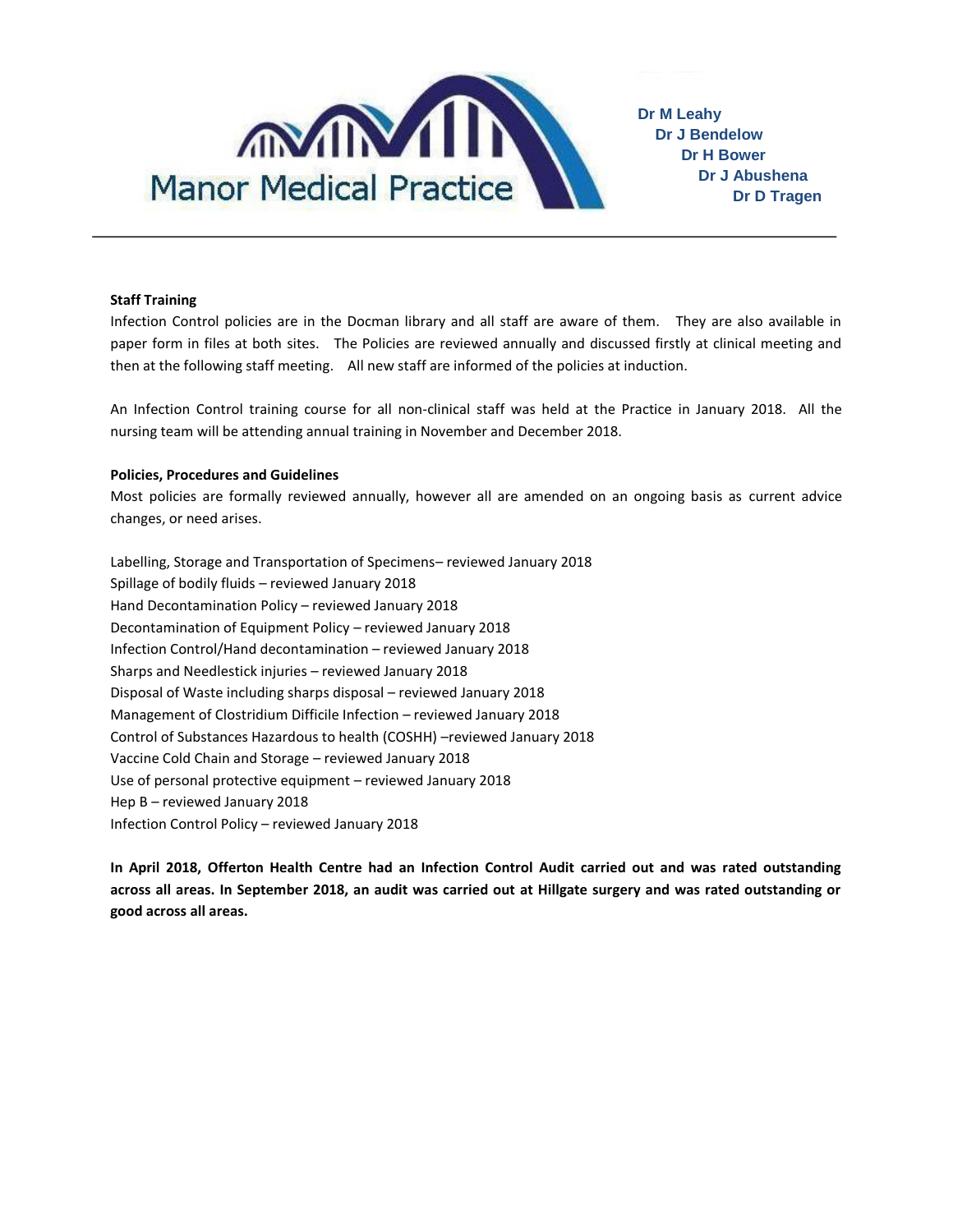Manor Medical Practice

Dr M Leahy
Dr J Bendelow
Dr H Bower
Dr J Abushena
Dr D Tragen

**Staff Training**

Infection Control policies are in the Docman library and all staff are aware of them. They are also available in paper form in files at both sites. The Policies are reviewed annually and discussed firstly at clinical meeting and then at the following staff meeting. All new staff are informed of the policies at induction.

An Infection Control training course for all non-clinical staff was held at the Practice in January 2018. All the nursing team will be attending annual training in November and December 2018.

**Policies, Procedures and Guidelines**

Most policies are formally reviewed annually, however all are amended on an ongoing basis as current advice changes, or need arises.

Labelling, Storage and Transportation of Specimens– reviewed January 2018
Spillage of bodily fluids – reviewed January 2018
Hand Decontamination Policy – reviewed January 2018
Decontamination of Equipment Policy – reviewed January 2018
Infection Control/Hand decontamination – reviewed January 2018
Sharps and Needlestick injuries – reviewed January 2018
Disposal of Waste including sharps disposal – reviewed January 2018
Management of Clostridium Difficile Infection – reviewed January 2018
Control of Substances Hazardous to health (COSHH) –reviewed January 2018
Vaccine Cold Chain and Storage – reviewed January 2018
Use of personal protective equipment – reviewed January 2018
Hep B – reviewed January 2018
Infection Control Policy – reviewed January 2018

**In April 2018, Offerton Health Centre had an Infection Control Audit carried out and was rated outstanding across all areas. In September 2018, an audit was carried out at Hillgate surgery and was rated outstanding or good across all areas.**